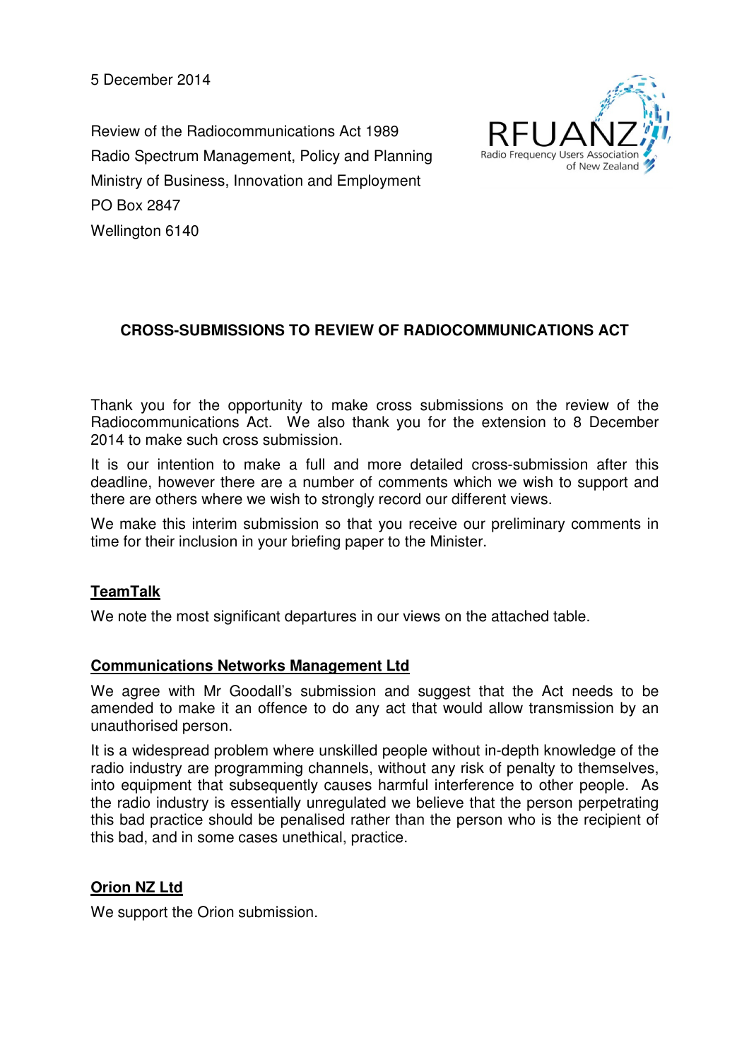5 December 2014

Review of the Radiocommunications Act 1989
Radio Spectrum Management, Policy and Planning
Ministry of Business, Innovation and Employment
PO Box 2847
Wellington 6140

RFUANZ
Radio Frequency Users Association of New Zealand

## CROSS-SUBMISSIONS TO REVIEW OF RADIOCOMMUNICATIONS ACT

Thank you for the opportunity to make cross submissions on the review of the Radiocommunications Act. We also thank you for the extension to 8 December 2014 to make such cross submission.

It is our intention to make a full and more detailed cross-submission after this deadline, however there are a number of comments which we wish to support and there are others where we wish to strongly record our different views.

We make this interim submission so that you receive our preliminary comments in time for their inclusion in your briefing paper to the Minister.

### TeamTalk

We note the most significant departures in our views on the attached table.

### Communications Networks Management Ltd

We agree with Mr Goodall's submission and suggest that the Act needs to be amended to make it an offence to do any act that would allow transmission by an unauthorised person.

It is a widespread problem where unskilled people without in-depth knowledge of the radio industry are programming channels, without any risk of penalty to themselves, into equipment that subsequently causes harmful interference to other people. As the radio industry is essentially unregulated we believe that the person perpetrating this bad practice should be penalised rather than the person who is the recipient of this bad, and in some cases unethical, practice.

### Orion NZ Ltd

We support the Orion submission.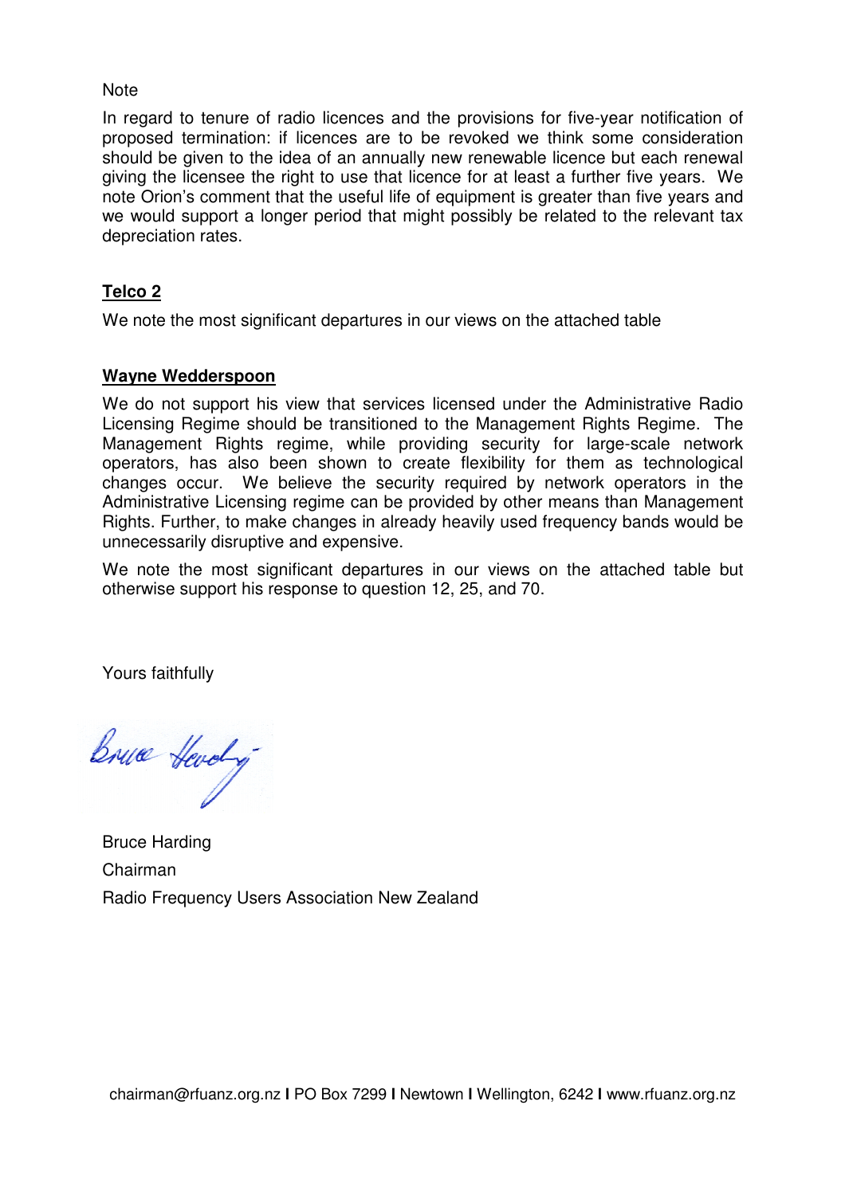Note

In regard to tenure of radio licences and the provisions for five-year notification of proposed termination: if licences are to be revoked we think some consideration should be given to the idea of an annually new renewable licence but each renewal giving the licensee the right to use that licence for at least a further five years. We note Orion's comment that the useful life of equipment is greater than five years and we would support a longer period that might possibly be related to the relevant tax depreciation rates.

**Telco 2**

We note the most significant departures in our views on the attached table

**Wayne Wedderspoon**

We do not support his view that services licensed under the Administrative Radio Licensing Regime should be transitioned to the Management Rights Regime. The Management Rights regime, while providing security for large-scale network operators, has also been shown to create flexibility for them as technological changes occur. We believe the security required by network operators in the Administrative Licensing regime can be provided by other means than Management Rights. Further, to make changes in already heavily used frequency bands would be unnecessarily disruptive and expensive.

We note the most significant departures in our views on the attached table but otherwise support his response to question 12, 25, and 70.

Yours faithfully

Bruce Harding

Chairman

Radio Frequency Users Association New Zealand

chairman@rfuanz.org.nz I PO Box 7299 I Newtown I Wellington, 6242 I www.rfuanz.org.nz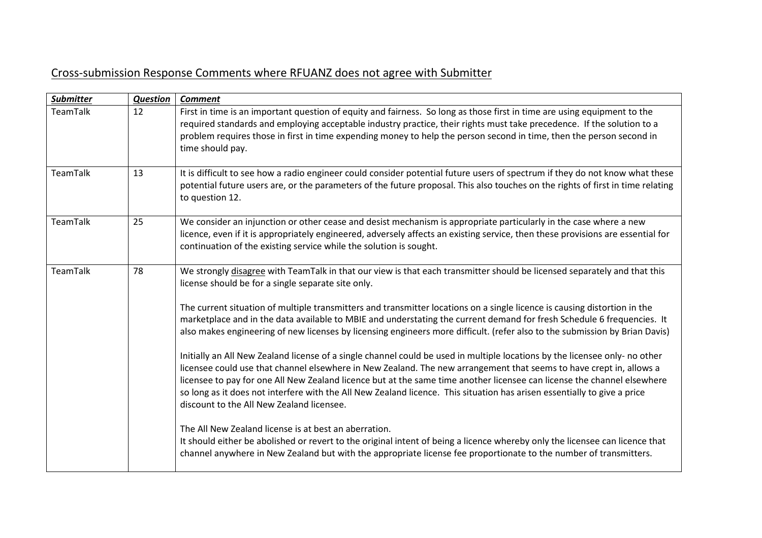## Cross-submission Response Comments where RFUANZ does not agree with Submitter

| ***Submitter*** | ***Question*** | ***Comment*** |
|---|---|---|
| TeamTalk | 12 | First in time is an important question of equity and fairness. So long as those first in time are using equipment to the required standards and employing acceptable industry practice, their rights must take precedence. If the solution to a problem requires those in first in time expending money to help the person second in time, then the person second in time should pay. |
| TeamTalk | 13 | It is difficult to see how a radio engineer could consider potential future users of spectrum if they do not know what these potential future users are, or the parameters of the future proposal. This also touches on the rights of first in time relating to question 12. |
| TeamTalk | 25 | We consider an injunction or other cease and desist mechanism is appropriate particularly in the case where a new licence, even if it is appropriately engineered, adversely affects an existing service, then these provisions are essential for continuation of the existing service while the solution is sought. |
| TeamTalk | 78 | We strongly <u>disagree</u> with TeamTalk in that our view is that each transmitter should be licensed separately and that this license should be for a single separate site only.<br><br>The current situation of multiple transmitters and transmitter locations on a single licence is causing distortion in the marketplace and in the data available to MBIE and understating the current demand for fresh Schedule 6 frequencies. It also makes engineering of new licenses by licensing engineers more difficult. (refer also to the submission by Brian Davis)<br><br>Initially an All New Zealand license of a single channel could be used in multiple locations by the licensee only- no other licensee could use that channel elsewhere in New Zealand. The new arrangement that seems to have crept in, allows a licensee to pay for one All New Zealand licence but at the same time another licensee can license the channel elsewhere so long as it does not interfere with the All New Zealand licence. This situation has arisen essentially to give a price discount to the All New Zealand licensee.<br><br>The All New Zealand license is at best an aberration.<br>It should either be abolished or revert to the original intent of being a licence whereby only the licensee can licence that channel anywhere in New Zealand but with the appropriate license fee proportionate to the number of transmitters. |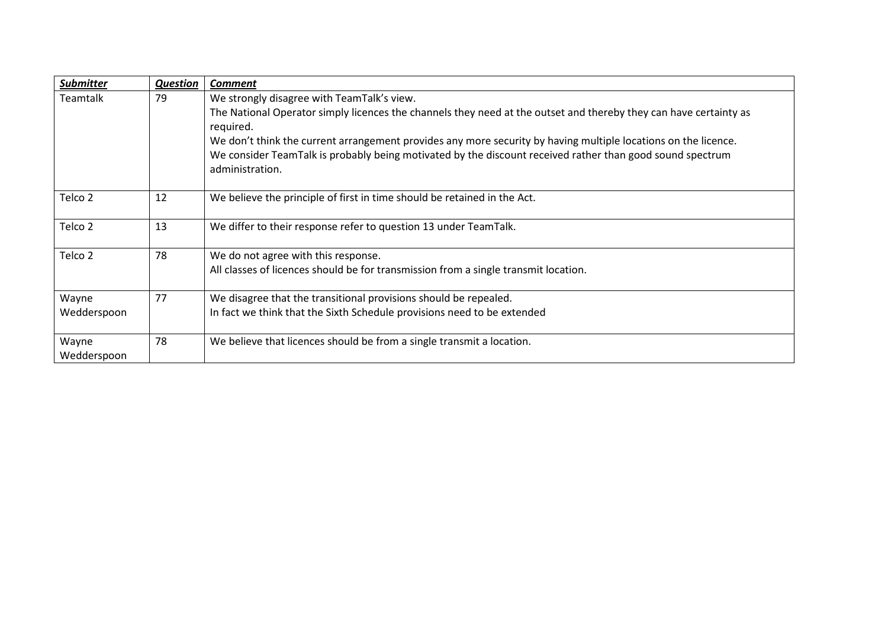| ***Submitter*** | ***Question*** | ***Comment*** |
|---|---|---|
| Teamtalk | 79 | We strongly disagree with TeamTalk's view.<br>The National Operator simply licences the channels they need at the outset and thereby they can have certainty as required.<br>We don't think the current arrangement provides any more security by having multiple locations on the licence.<br>We consider TeamTalk is probably being motivated by the discount received rather than good sound spectrum administration. |
| Telco 2 | 12 | We believe the principle of first in time should be retained in the Act. |
| Telco 2 | 13 | We differ to their response refer to question 13 under TeamTalk. |
| Telco 2 | 78 | We do not agree with this response.<br>All classes of licences should be for transmission from a single transmit location. |
| Wayne Wedderspoon | 77 | We disagree that the transitional provisions should be repealed.<br>In fact we think that the Sixth Schedule provisions need to be extended |
| Wayne Wedderspoon | 78 | We believe that licences should be from a single transmit a location. |